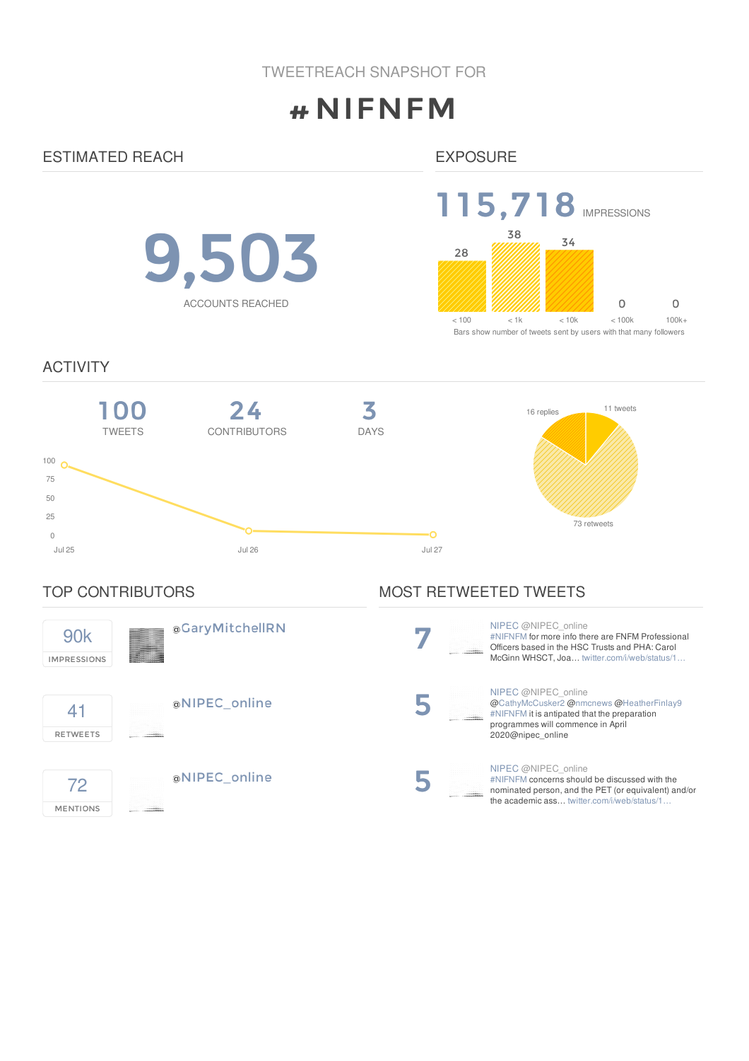TWEETREACH SNAPSHOT FOR

# #NIFNFM

## ESTIMATED REACH

**9,503**

ACCOUNTS REACHED

## EXPOSURE

**115,718** IMPRESSIONS

| < 100 | < 1k | < 10k | < 100k | 100k+ |
|---|---|---|---|---|
| 28 | 38 | 34 | 0 | 0 |

Bars show number of tweets sent by users with that many followers

## ACTIVITY

**100** TWEETS

**24** CONTRIBUTORS

**3** DAYS

100
75
50
25
0

Jul 25 Jul 26 Jul 27

16 replies
11 tweets
73 retweets

## TOP CONTRIBUTORS

90k IMPRESSIONS — @GaryMitchellRN

41 RETWEETS — @NIPEC_online

72 MENTIONS — @NIPEC_online

## MOST RETWEETED TWEETS

**7** — NIPEC @NIPEC_online
#NIFNFM for more info there are FNFM Professional Officers based in the HSC Trusts and PHA: Carol McGinn WHSCT, Joa… twitter.com/i/web/status/1…

**5** — NIPEC @NIPEC_online
@CathyMcCusker2 @nmcnews @HeatherFinlay9 #NIFNFM it is antipated that the preparation programmes will commence in April 2020@nipec_online

**5** — NIPEC @NIPEC_online
#NIFNFM concerns should be discussed with the nominated person, and the PET (or equivalent) and/or the academic ass… twitter.com/i/web/status/1…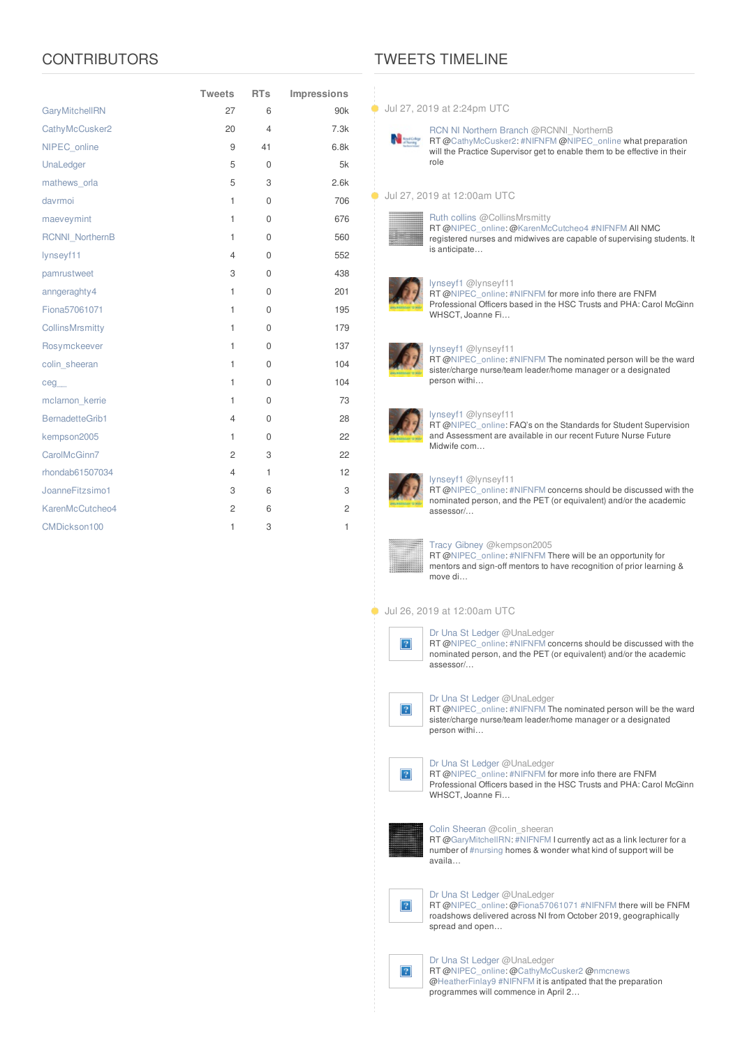## CONTRIBUTORS

| | Tweets | RTs | Impressions |
|---|---|---|---|
| GaryMitchellRN | 27 | 6 | 90k |
| CathyMcCusker2 | 20 | 4 | 7.3k |
| NIPEC_online | 9 | 41 | 6.8k |
| UnaLedger | 5 | 0 | 5k |
| mathews_orla | 5 | 3 | 2.6k |
| davrmoi | 1 | 0 | 706 |
| maeveymint | 1 | 0 | 676 |
| RCNNI_NorthernB | 1 | 0 | 560 |
| lynseyf11 | 4 | 0 | 552 |
| pamrustweet | 3 | 0 | 438 |
| anngeraghty4 | 1 | 0 | 201 |
| Fiona57061071 | 1 | 0 | 195 |
| CollinsMrsmitty | 1 | 0 | 179 |
| Rosymckeever | 1 | 0 | 137 |
| colin_sheeran | 1 | 0 | 104 |
| ceg__ | 1 | 0 | 104 |
| mclarnon_kerrie | 1 | 0 | 73 |
| BernadetteGrib1 | 4 | 0 | 28 |
| kempson2005 | 1 | 0 | 22 |
| CarolMcGinn7 | 2 | 3 | 22 |
| rhondab61507034 | 4 | 1 | 12 |
| JoanneFitzsimo1 | 3 | 6 | 3 |
| KarenMcCutcheo4 | 2 | 6 | 2 |
| CMDickson100 | 1 | 3 | 1 |

## TWEETS TIMELINE

**Jul 27, 2019 at 2:24pm UTC**

RCN NI Northern Branch @RCNNI_NorthernB
RT @CathyMcCusker2: #NIFNFM @NIPEC_online what preparation will the Practice Supervisor get to enable them to be effective in their role

**Jul 27, 2019 at 12:00am UTC**

Ruth collins @CollinsMrsmitty
RT @NIPEC_online: @KarenMcCutcheo4 #NIFNFM All NMC registered nurses and midwives are capable of supervising students. It is anticipate…

lynseyf1 @lynseyf11
RT @NIPEC_online: #NIFNFM for more info there are FNFM Professional Officers based in the HSC Trusts and PHA: Carol McGinn WHSCT, Joanne Fi…

lynseyf1 @lynseyf11
RT @NIPEC_online: #NIFNFM The nominated person will be the ward sister/charge nurse/team leader/home manager or a designated person withi…

lynseyf1 @lynseyf11
RT @NIPEC_online: FAQ's on the Standards for Student Supervision and Assessment are available in our recent Future Nurse Future Midwife com…

lynseyf1 @lynseyf11
RT @NIPEC_online: #NIFNFM concerns should be discussed with the nominated person, and the PET (or equivalent) and/or the academic assessor/…

Tracy Gibney @kempson2005
RT @NIPEC_online: #NIFNFM There will be an opportunity for mentors and sign-off mentors to have recognition of prior learning & move di…

**Jul 26, 2019 at 12:00am UTC**

Dr Una St Ledger @UnaLedger
RT @NIPEC_online: #NIFNFM concerns should be discussed with the nominated person, and the PET (or equivalent) and/or the academic assessor/…

Dr Una St Ledger @UnaLedger
RT @NIPEC_online: #NIFNFM The nominated person will be the ward sister/charge nurse/team leader/home manager or a designated person withi…

Dr Una St Ledger @UnaLedger
RT @NIPEC_online: #NIFNFM for more info there are FNFM Professional Officers based in the HSC Trusts and PHA: Carol McGinn WHSCT, Joanne Fi…

Colin Sheeran @colin_sheeran
RT @GaryMitchellRN: #NIFNFM I currently act as a link lecturer for a number of #nursing homes & wonder what kind of support will be availa…

Dr Una St Ledger @UnaLedger
RT @NIPEC_online: @Fiona57061071 #NIFNFM there will be FNFM roadshows delivered across NI from October 2019, geographically spread and open…

Dr Una St Ledger @UnaLedger
RT @NIPEC_online: @CathyMcCusker2 @nmcnews @HeatherFinlay9 #NIFNFM it is antipated that the preparation programmes will commence in April 2…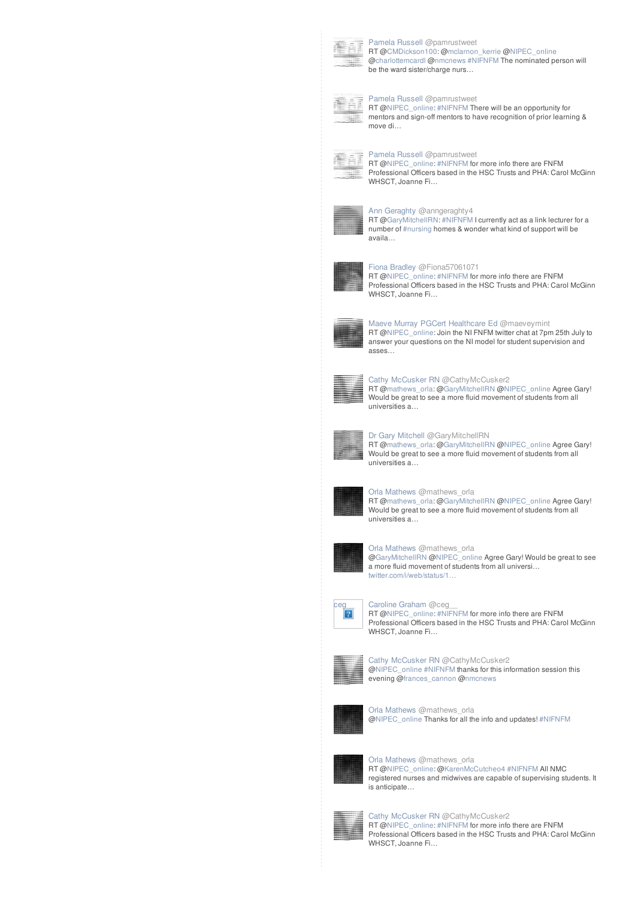Pamela Russell @pamrustweet
RT @CMDickson100: @mclarnon_kerrie @NIPEC_online @charlottemcardl @nmcnews #NIFNFM The nominated person will be the ward sister/charge nurs…

Pamela Russell @pamrustweet
RT @NIPEC_online: #NIFNFM There will be an opportunity for mentors and sign-off mentors to have recognition of prior learning & move di…

Pamela Russell @pamrustweet
RT @NIPEC_online: #NIFNFM for more info there are FNFM Professional Officers based in the HSC Trusts and PHA: Carol McGinn WHSCT, Joanne Fi…

Ann Geraghty @anngeraghty4
RT @GaryMitchellRN: #NIFNFM I currently act as a link lecturer for a number of #nursing homes & wonder what kind of support will be availa…

Fiona Bradley @Fiona57061071
RT @NIPEC_online: #NIFNFM for more info there are FNFM Professional Officers based in the HSC Trusts and PHA: Carol McGinn WHSCT, Joanne Fi…

Maeve Murray PGCert Healthcare Ed @maeveymint
RT @NIPEC_online: Join the NI FNFM twitter chat at 7pm 25th July to answer your questions on the NI model for student supervision and asses…

Cathy McCusker RN @CathyMcCusker2
RT @mathews_orla: @GaryMitchellRN @NIPEC_online Agree Gary! Would be great to see a more fluid movement of students from all universities a…

Dr Gary Mitchell @GaryMitchellRN
RT @mathews_orla: @GaryMitchellRN @NIPEC_online Agree Gary! Would be great to see a more fluid movement of students from all universities a…

Orla Mathews @mathews_orla
RT @mathews_orla: @GaryMitchellRN @NIPEC_online Agree Gary! Would be great to see a more fluid movement of students from all universities a…

Orla Mathews @mathews_orla
@GaryMitchellRN @NIPEC_online Agree Gary! Would be great to see a more fluid movement of students from all universi… twitter.com/i/web/status/1…

Caroline Graham @ceg__
RT @NIPEC_online: #NIFNFM for more info there are FNFM Professional Officers based in the HSC Trusts and PHA: Carol McGinn WHSCT, Joanne Fi…

Cathy McCusker RN @CathyMcCusker2
@NIPEC_online #NIFNFM thanks for this information session this evening @frances_cannon @nmcnews

Orla Mathews @mathews_orla
@NIPEC_online Thanks for all the info and updates! #NIFNFM

Orla Mathews @mathews_orla
RT @NIPEC_online: @KarenMcCutcheo4 #NIFNFM All NMC registered nurses and midwives are capable of supervising students. It is anticipate…

Cathy McCusker RN @CathyMcCusker2
RT @NIPEC_online: #NIFNFM for more info there are FNFM Professional Officers based in the HSC Trusts and PHA: Carol McGinn WHSCT, Joanne Fi…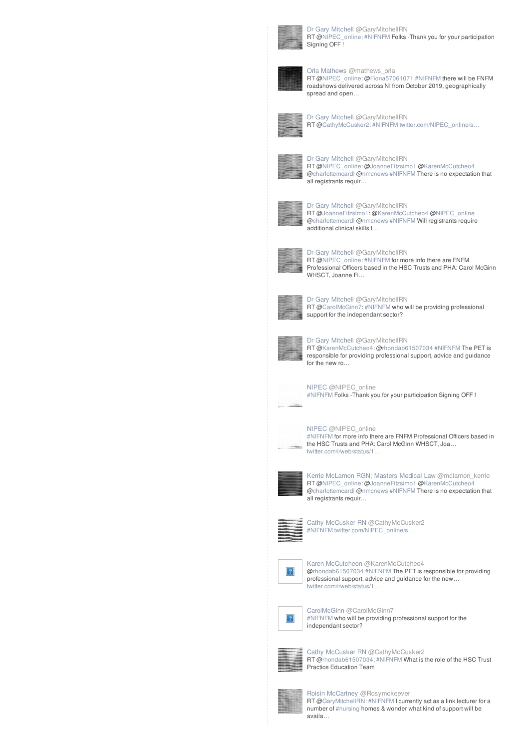Dr Gary Mitchell @GaryMitchellRN
RT @NIPEC_online: #NIFNFM Folks -Thank you for your participation Signing OFF !

Orla Mathews @mathews_orla
RT @NIPEC_online: @Fiona57061071 #NIFNFM there will be FNFM roadshows delivered across NI from October 2019, geographically spread and open…

Dr Gary Mitchell @GaryMitchellRN
RT @CathyMcCusker2: #NIFNFM twitter.com/NIPEC_online/s…

Dr Gary Mitchell @GaryMitchellRN
RT @NIPEC_online: @JoanneFitzsimo1 @KarenMcCutcheo4 @charlottemcardl @nmcnews #NIFNFM There is no expectation that all registrants requir…

Dr Gary Mitchell @GaryMitchellRN
RT @JoanneFitzsimo1: @KarenMcCutcheo4 @NIPEC_online @charlottemcardl @nmcnews #NIFNFM Will registrants require additional clinical skills t…

Dr Gary Mitchell @GaryMitchellRN
RT @NIPEC_online: #NIFNFM for more info there are FNFM Professional Officers based in the HSC Trusts and PHA: Carol McGinn WHSCT, Joanne Fi…

Dr Gary Mitchell @GaryMitchellRN
RT @CarolMcGinn7: #NIFNFM who will be providing professional support for the independant sector?

Dr Gary Mitchell @GaryMitchellRN
RT @KarenMcCutcheo4: @rhondab61507034 #NIFNFM The PET is responsible for providing professional support, advice and guidance for the new ro…

NIPEC @NIPEC_online
#NIFNFM Folks -Thank you for your participation Signing OFF !

NIPEC @NIPEC_online
#NIFNFM for more info there are FNFM Professional Officers based in the HSC Trusts and PHA: Carol McGinn WHSCT, Joa… twitter.com/i/web/status/1…

Kerrie McLarnon RGN; Masters Medical Law @mclarnon_kerrie
RT @NIPEC_online: @JoanneFitzsimo1 @KarenMcCutcheo4 @charlottemcardl @nmcnews #NIFNFM There is no expectation that all registrants requir…

Cathy McCusker RN @CathyMcCusker2
#NIFNFM twitter.com/NIPEC_online/s…

Karen McCutcheon @KarenMcCutcheo4
@rhondab61507034 #NIFNFM The PET is responsible for providing professional support, advice and guidance for the new… twitter.com/i/web/status/1…

CarolMcGinn @CarolMcGinn7
#NIFNFM who will be providing professional support for the independant sector?

Cathy McCusker RN @CathyMcCusker2
RT @rhondab61507034: #NIFNFM What is the role of the HSC Trust Practice Education Team

Roisin McCartney @Rosymckeever
RT @GaryMitchellRN: #NIFNFM I currently act as a link lecturer for a number of #nursing homes & wonder what kind of support will be availa…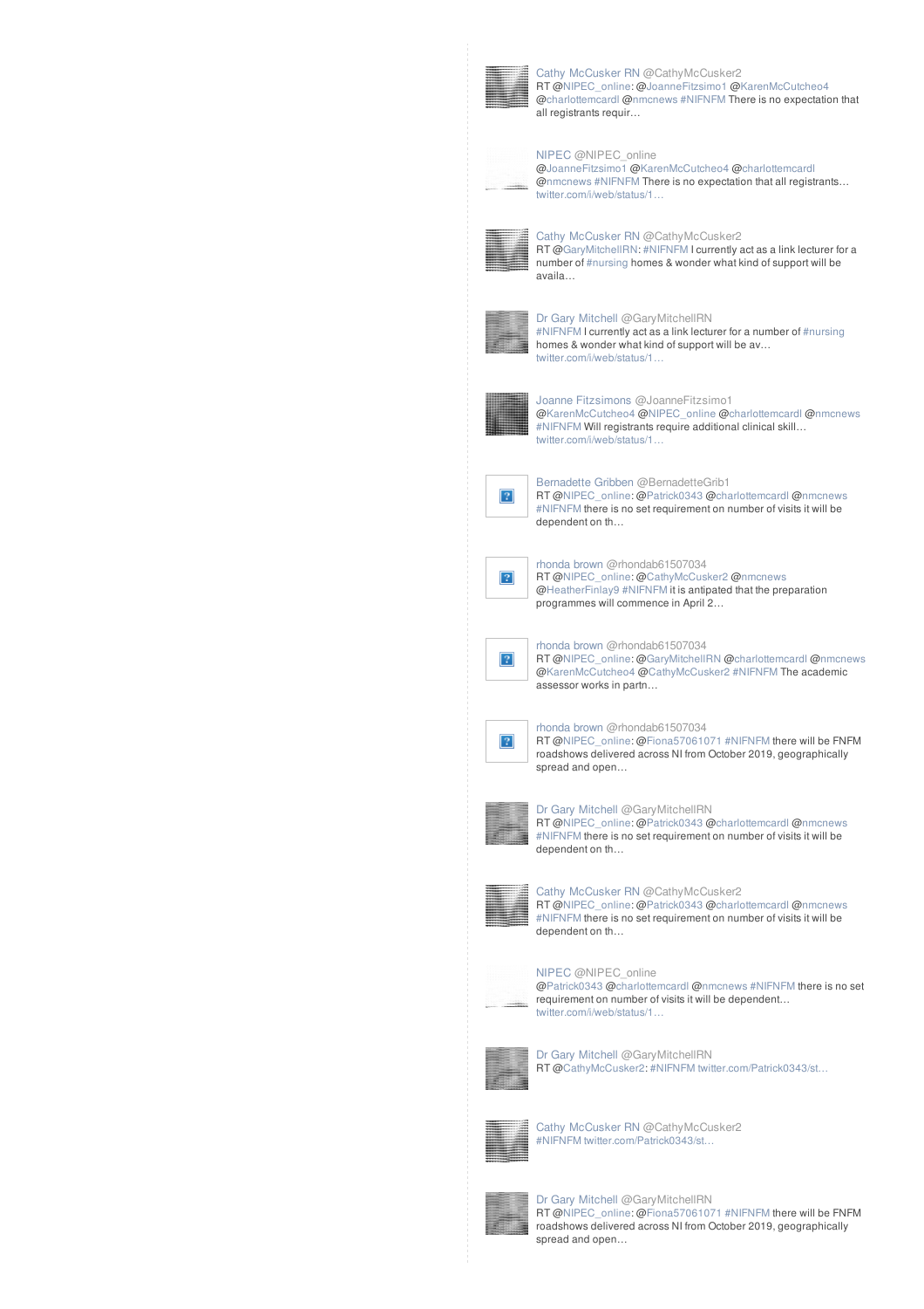Cathy McCusker RN @CathyMcCusker2
RT @NIPEC_online: @JoanneFitzsimo1 @KarenMcCutcheo4 @charlottemcardl @nmcnews #NIFNFM There is no expectation that all registrants requir…

NIPEC @NIPEC_online
@JoanneFitzsimo1 @KarenMcCutcheo4 @charlottemcardl @nmcnews #NIFNFM There is no expectation that all registrants… twitter.com/i/web/status/1…

Cathy McCusker RN @CathyMcCusker2
RT @GaryMitchellRN: #NIFNFM I currently act as a link lecturer for a number of #nursing homes & wonder what kind of support will be availa…

Dr Gary Mitchell @GaryMitchellRN
#NIFNFM I currently act as a link lecturer for a number of #nursing homes & wonder what kind of support will be av… twitter.com/i/web/status/1…

Joanne Fitzsimons @JoanneFitzsimo1
@KarenMcCutcheo4 @NIPEC_online @charlottemcardl @nmcnews #NIFNFM Will registrants require additional clinical skill… twitter.com/i/web/status/1…

Bernadette Gribben @BernadetteGrib1
RT @NIPEC_online: @Patrick0343 @charlottemcardl @nmcnews #NIFNFM there is no set requirement on number of visits it will be dependent on th…

rhonda brown @rhondab61507034
RT @NIPEC_online: @CathyMcCusker2 @nmcnews @HeatherFinlay9 #NIFNFM it is antipated that the preparation programmes will commence in April 2…

rhonda brown @rhondab61507034
RT @NIPEC_online: @GaryMitchellRN @charlottemcardl @nmcnews @KarenMcCutcheo4 @CathyMcCusker2 #NIFNFM The academic assessor works in partn…

rhonda brown @rhondab61507034
RT @NIPEC_online: @Fiona57061071 #NIFNFM there will be FNFM roadshows delivered across NI from October 2019, geographically spread and open…

Dr Gary Mitchell @GaryMitchellRN
RT @NIPEC_online: @Patrick0343 @charlottemcardl @nmcnews #NIFNFM there is no set requirement on number of visits it will be dependent on th…

Cathy McCusker RN @CathyMcCusker2
RT @NIPEC_online: @Patrick0343 @charlottemcardl @nmcnews #NIFNFM there is no set requirement on number of visits it will be dependent on th…

NIPEC @NIPEC_online
@Patrick0343 @charlottemcardl @nmcnews #NIFNFM there is no set requirement on number of visits it will be dependent… twitter.com/i/web/status/1…

Dr Gary Mitchell @GaryMitchellRN
RT @CathyMcCusker2: #NIFNFM twitter.com/Patrick0343/st…

Cathy McCusker RN @CathyMcCusker2
#NIFNFM twitter.com/Patrick0343/st…

Dr Gary Mitchell @GaryMitchellRN
RT @NIPEC_online: @Fiona57061071 #NIFNFM there will be FNFM roadshows delivered across NI from October 2019, geographically spread and open…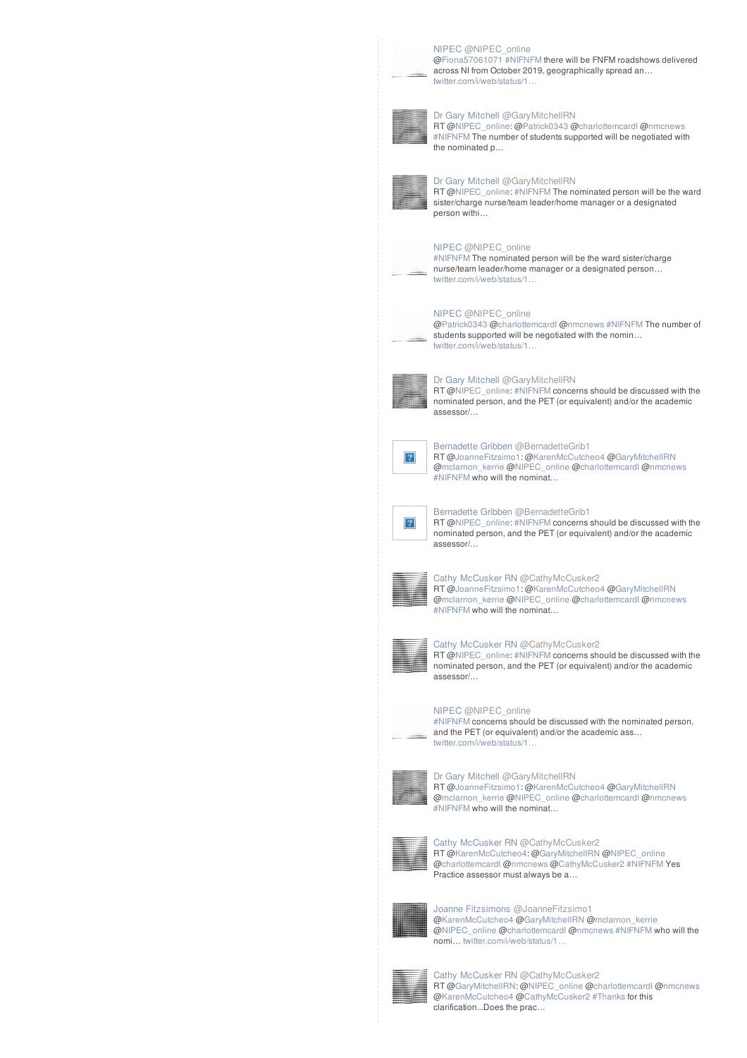NIPEC @NIPEC_online
@Fiona57061071 #NIFNFM there will be FNFM roadshows delivered across NI from October 2019, geographically spread an… twitter.com/i/web/status/1…

Dr Gary Mitchell @GaryMitchellRN
RT @NIPEC_online: @Patrick0343 @charlottemcardl @nmcnews #NIFNFM The number of students supported will be negotiated with the nominated p…

Dr Gary Mitchell @GaryMitchellRN
RT @NIPEC_online: #NIFNFM The nominated person will be the ward sister/charge nurse/team leader/home manager or a designated person withi…

NIPEC @NIPEC_online
#NIFNFM The nominated person will be the ward sister/charge nurse/team leader/home manager or a designated person… twitter.com/i/web/status/1…

NIPEC @NIPEC_online
@Patrick0343 @charlottemcardl @nmcnews #NIFNFM The number of students supported will be negotiated with the nomin… twitter.com/i/web/status/1…

Dr Gary Mitchell @GaryMitchellRN
RT @NIPEC_online: #NIFNFM concerns should be discussed with the nominated person, and the PET (or equivalent) and/or the academic assessor/…

Bernadette Gribben @BernadetteGrib1
RT @JoanneFitzsimo1: @KarenMcCutcheo4 @GaryMitchellRN @mclarnon_kerrie @NIPEC_online @charlottemcardl @nmcnews #NIFNFM who will the nominat…

Bernadette Gribben @BernadetteGrib1
RT @NIPEC_online: #NIFNFM concerns should be discussed with the nominated person, and the PET (or equivalent) and/or the academic assessor/…

Cathy McCusker RN @CathyMcCusker2
RT @JoanneFitzsimo1: @KarenMcCutcheo4 @GaryMitchellRN @mclarnon_kerrie @NIPEC_online @charlottemcardl @nmcnews #NIFNFM who will the nominat…

Cathy McCusker RN @CathyMcCusker2
RT @NIPEC_online: #NIFNFM concerns should be discussed with the nominated person, and the PET (or equivalent) and/or the academic assessor/…

NIPEC @NIPEC_online
#NIFNFM concerns should be discussed with the nominated person, and the PET (or equivalent) and/or the academic ass… twitter.com/i/web/status/1…

Dr Gary Mitchell @GaryMitchellRN
RT @JoanneFitzsimo1: @KarenMcCutcheo4 @GaryMitchellRN @mclarnon_kerrie @NIPEC_online @charlottemcardl @nmcnews #NIFNFM who will the nominat…

Cathy McCusker RN @CathyMcCusker2
RT @KarenMcCutcheo4: @GaryMitchellRN @NIPEC_online @charlottemcardl @nmcnews @CathyMcCusker2 #NIFNFM Yes Practice assessor must always be a…

Joanne Fitzsimons @JoanneFitzsimo1
@KarenMcCutcheo4 @GaryMitchellRN @mclarnon_kerrie @NIPEC_online @charlottemcardl @nmcnews #NIFNFM who will the nomi… twitter.com/i/web/status/1…

Cathy McCusker RN @CathyMcCusker2
RT @GaryMitchellRN: @NIPEC_online @charlottemcardl @nmcnews @KarenMcCutcheo4 @CathyMcCusker2 #Thanks for this clarification...Does the prac…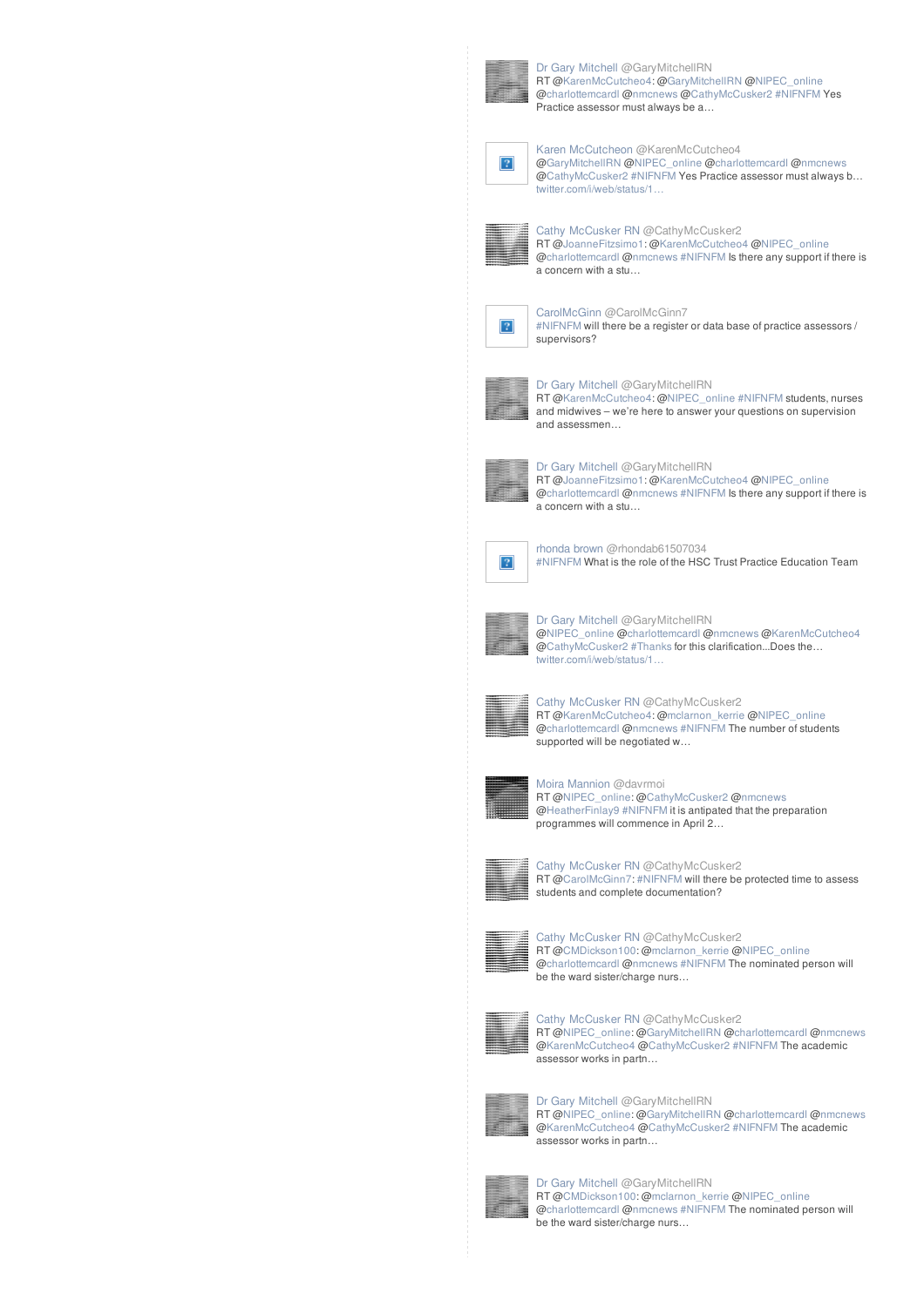Dr Gary Mitchell @GaryMitchellRN
RT @KarenMcCutcheo4: @GaryMitchellRN @NIPEC_online @charlottemcardl @nmcnews @CathyMcCusker2 #NIFNFM Yes Practice assessor must always be a…

Karen McCutcheon @KarenMcCutcheo4
@GaryMitchellRN @NIPEC_online @charlottemcardl @nmcnews @CathyMcCusker2 #NIFNFM Yes Practice assessor must always b… twitter.com/i/web/status/1…

Cathy McCusker RN @CathyMcCusker2
RT @JoanneFitzsimo1: @KarenMcCutcheo4 @NIPEC_online @charlottemcardl @nmcnews #NIFNFM Is there any support if there is a concern with a stu…

CarolMcGinn @CarolMcGinn7
#NIFNFM will there be a register or data base of practice assessors / supervisors?

Dr Gary Mitchell @GaryMitchellRN
RT @KarenMcCutcheo4: @NIPEC_online #NIFNFM students, nurses and midwives – we're here to answer your questions on supervision and assessmen…

Dr Gary Mitchell @GaryMitchellRN
RT @JoanneFitzsimo1: @KarenMcCutcheo4 @NIPEC_online @charlottemcardl @nmcnews #NIFNFM Is there any support if there is a concern with a stu…

rhonda brown @rhondab61507034
#NIFNFM What is the role of the HSC Trust Practice Education Team

Dr Gary Mitchell @GaryMitchellRN
@NIPEC_online @charlottemcardl @nmcnews @KarenMcCutcheo4 @CathyMcCusker2 #Thanks for this clarification...Does the… twitter.com/i/web/status/1…

Cathy McCusker RN @CathyMcCusker2
RT @KarenMcCutcheo4: @mclarnon_kerrie @NIPEC_online @charlottemcardl @nmcnews #NIFNFM The number of students supported will be negotiated w…

Moira Mannion @davrmoi
RT @NIPEC_online: @CathyMcCusker2 @nmcnews @HeatherFinlay9 #NIFNFM it is antipated that the preparation programmes will commence in April 2…

Cathy McCusker RN @CathyMcCusker2
RT @CarolMcGinn7: #NIFNFM will there be protected time to assess students and complete documentation?

Cathy McCusker RN @CathyMcCusker2
RT @CMDickson100: @mclarnon_kerrie @NIPEC_online @charlottemcardl @nmcnews #NIFNFM The nominated person will be the ward sister/charge nurs…

Cathy McCusker RN @CathyMcCusker2
RT @NIPEC_online: @GaryMitchellRN @charlottemcardl @nmcnews @KarenMcCutcheo4 @CathyMcCusker2 #NIFNFM The academic assessor works in partn…

Dr Gary Mitchell @GaryMitchellRN
RT @NIPEC_online: @GaryMitchellRN @charlottemcardl @nmcnews @KarenMcCutcheo4 @CathyMcCusker2 #NIFNFM The academic assessor works in partn…

Dr Gary Mitchell @GaryMitchellRN
RT @CMDickson100: @mclarnon_kerrie @NIPEC_online @charlottemcardl @nmcnews #NIFNFM The nominated person will be the ward sister/charge nurs…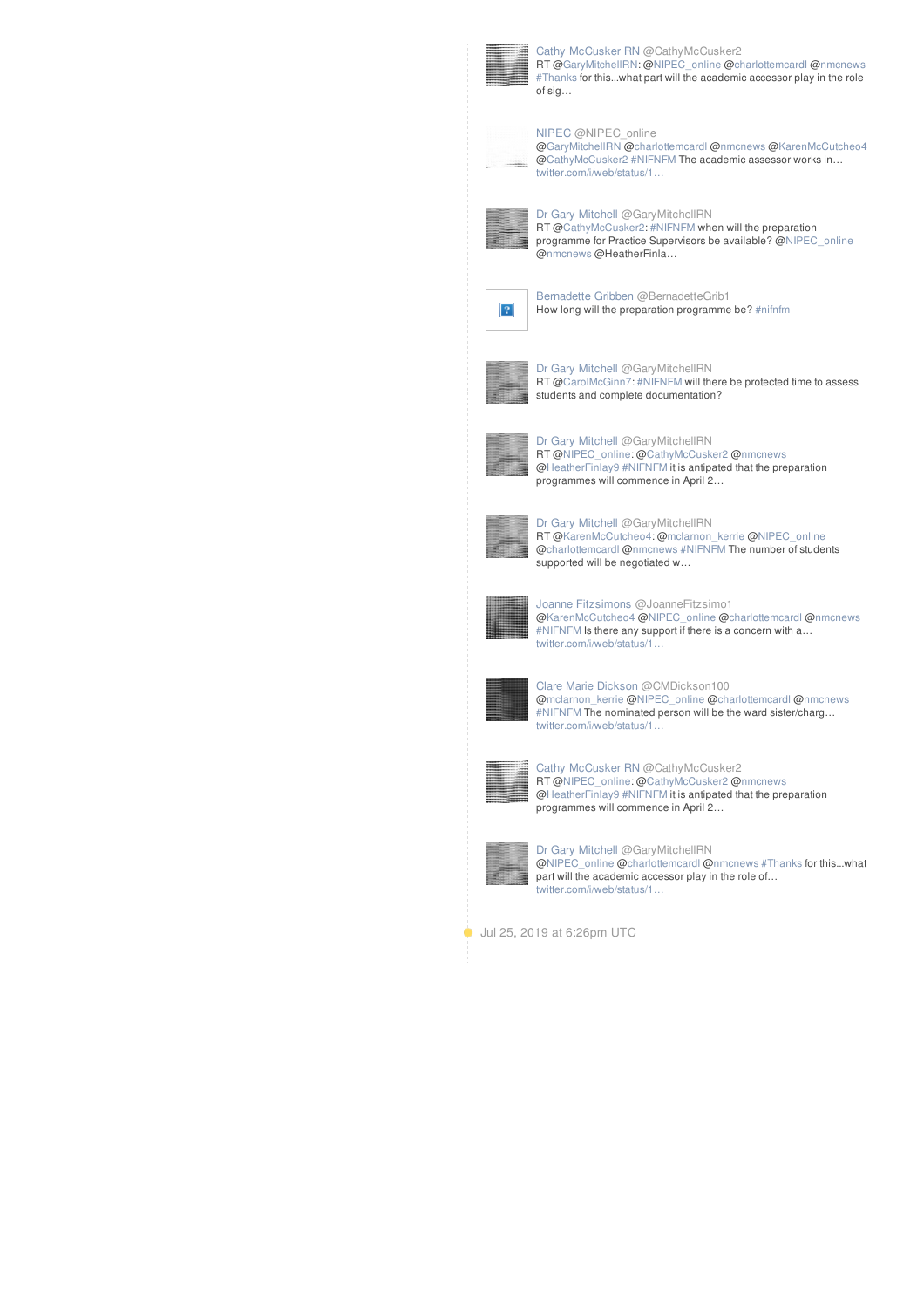Cathy McCusker RN @CathyMcCusker2
RT @GaryMitchellRN: @NIPEC_online @charlottemcardl @nmcnews #Thanks for this...what part will the academic accessor play in the role of sig…

NIPEC @NIPEC_online
@GaryMitchellRN @charlottemcardl @nmcnews @KarenMcCutcheo4 @CathyMcCusker2 #NIFNFM The academic assessor works in… twitter.com/i/web/status/1…

Dr Gary Mitchell @GaryMitchellRN
RT @CathyMcCusker2: #NIFNFM when will the preparation programme for Practice Supervisors be available? @NIPEC_online @nmcnews @HeatherFinla…

Bernadette Gribben @BernadetteGrib1
How long will the preparation programme be? #nifnfm

Dr Gary Mitchell @GaryMitchellRN
RT @CarolMcGinn7: #NIFNFM will there be protected time to assess students and complete documentation?

Dr Gary Mitchell @GaryMitchellRN
RT @NIPEC_online: @CathyMcCusker2 @nmcnews @HeatherFinlay9 #NIFNFM it is antipated that the preparation programmes will commence in April 2…

Dr Gary Mitchell @GaryMitchellRN
RT @KarenMcCutcheo4: @mclarnon_kerrie @NIPEC_online @charlottemcardl @nmcnews #NIFNFM The number of students supported will be negotiated w…

Joanne Fitzsimons @JoanneFitzsimo1
@KarenMcCutcheo4 @NIPEC_online @charlottemcardl @nmcnews #NIFNFM Is there any support if there is a concern with a… twitter.com/i/web/status/1…

Clare Marie Dickson @CMDickson100
@mclarnon_kerrie @NIPEC_online @charlottemcardl @nmcnews #NIFNFM The nominated person will be the ward sister/charg… twitter.com/i/web/status/1…

Cathy McCusker RN @CathyMcCusker2
RT @NIPEC_online: @CathyMcCusker2 @nmcnews @HeatherFinlay9 #NIFNFM it is antipated that the preparation programmes will commence in April 2…

Dr Gary Mitchell @GaryMitchellRN
@NIPEC_online @charlottemcardl @nmcnews #Thanks for this...what part will the academic accessor play in the role of… twitter.com/i/web/status/1…

Jul 25, 2019 at 6:26pm UTC